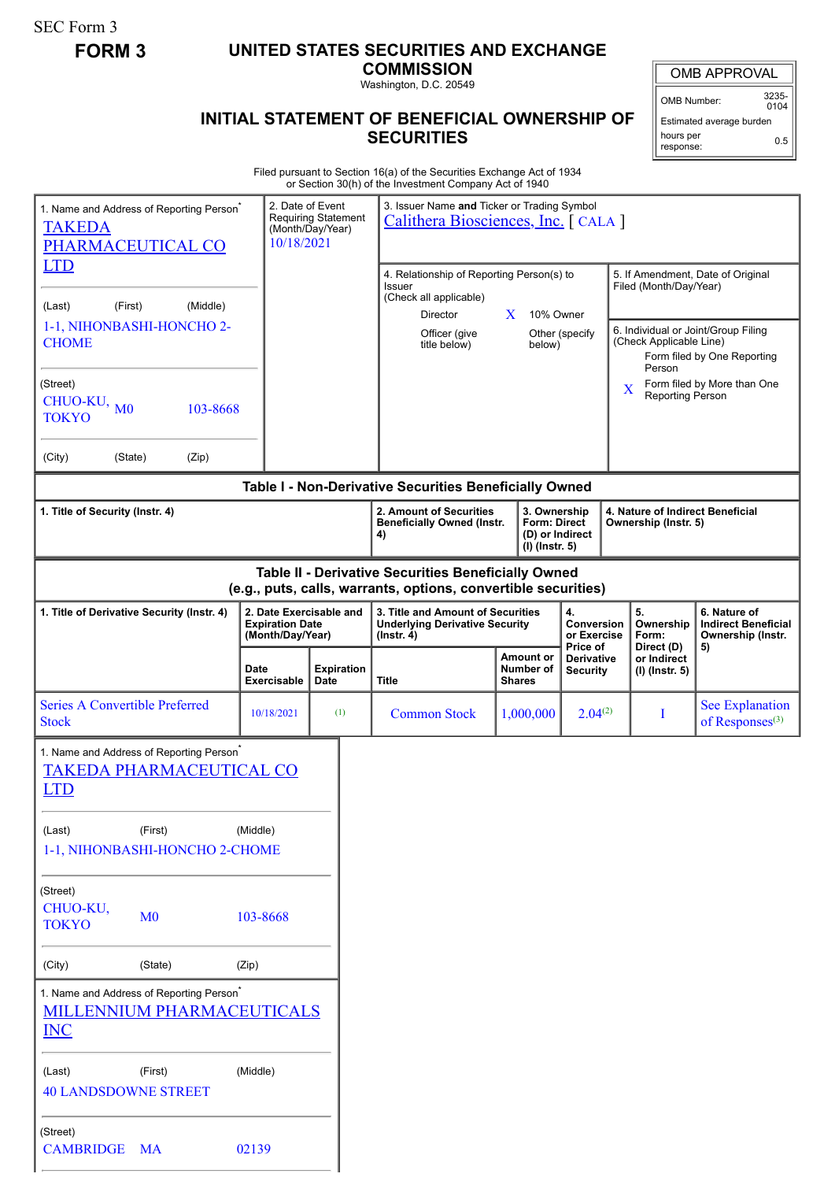SEC Form 3

**FORM 3**

# UNITED STATES SECURITIES AND EXCHANGE COMMISSION

Washington, D.C. 20549

## INITIAL STATEMENT OF BENEFICIAL OWNERSHIP OF SECURITIES

| OMB APPROVAL | |
|---|---|
| OMB Number: | 3235-0104 |
| Estimated average burden hours per response: | 0.5 |

Filed pursuant to Section 16(a) of the Securities Exchange Act of 1934 or Section 30(h) of the Investment Company Act of 1940

| 1. Name and Address of Reporting Person* | 2. Date of Event Requiring Statement (Month/Day/Year) | 3. Issuer Name **and** Ticker or Trading Symbol |
|---|---|---|
| TAKEDA PHARMACEUTICAL CO LTD | 10/18/2021 | Calithera Biosciences, Inc. [ CALA ] |
| (Last) (First) (Middle) 1-1, NIHONBASHI-HONCHO 2-CHOME | | 4. Relationship of Reporting Person(s) to Issuer (Check all applicable): Director; X 10% Owner; Officer (give title below); Other (specify below) |
| (Street) CHUO-KU, TOKYO M0 103-8668 | | 5. If Amendment, Date of Original Filed (Month/Day/Year) |
| (City) (State) (Zip) | | 6. Individual or Joint/Group Filing (Check Applicable Line): Form filed by One Reporting Person; X Form filed by More than One Reporting Person |

### Table I - Non-Derivative Securities Beneficially Owned

| 1. Title of Security (Instr. 4) | 2. Amount of Securities Beneficially Owned (Instr. 4) | 3. Ownership Form: Direct (D) or Indirect (I) (Instr. 5) | 4. Nature of Indirect Beneficial Ownership (Instr. 5) |
|---|---|---|---|

### Table II - Derivative Securities Beneficially Owned (e.g., puts, calls, warrants, options, convertible securities)

| 1. Title of Derivative Security (Instr. 4) | 2. Date Exercisable and Expiration Date (Month/Day/Year) | | 3. Title and Amount of Securities Underlying Derivative Security (Instr. 4) | | 4. Conversion or Exercise Price of Derivative Security | 5. Ownership Form: Direct (D) or Indirect (I) (Instr. 5) | 6. Nature of Indirect Beneficial Ownership (Instr. 5) |
|---|---|---|---|---|---|---|---|
| | Date Exercisable | Expiration Date | Title | Amount or Number of Shares | | | |
| Series A Convertible Preferred Stock | 10/18/2021 | (1) | Common Stock | 1,000,000 | 2.04(2) | I | See Explanation of Responses(3) |

1. Name and Address of Reporting Person*

TAKEDA PHARMACEUTICAL CO LTD

(Last) (First) (Middle)

1-1, NIHONBASHI-HONCHO 2-CHOME

(Street)

CHUO-KU, TOKYO M0 103-8668

(City) (State) (Zip)

1. Name and Address of Reporting Person*

MILLENNIUM PHARMACEUTICALS INC

(Last) (First) (Middle)

40 LANDSDOWNE STREET

(Street)

CAMBRIDGE MA 02139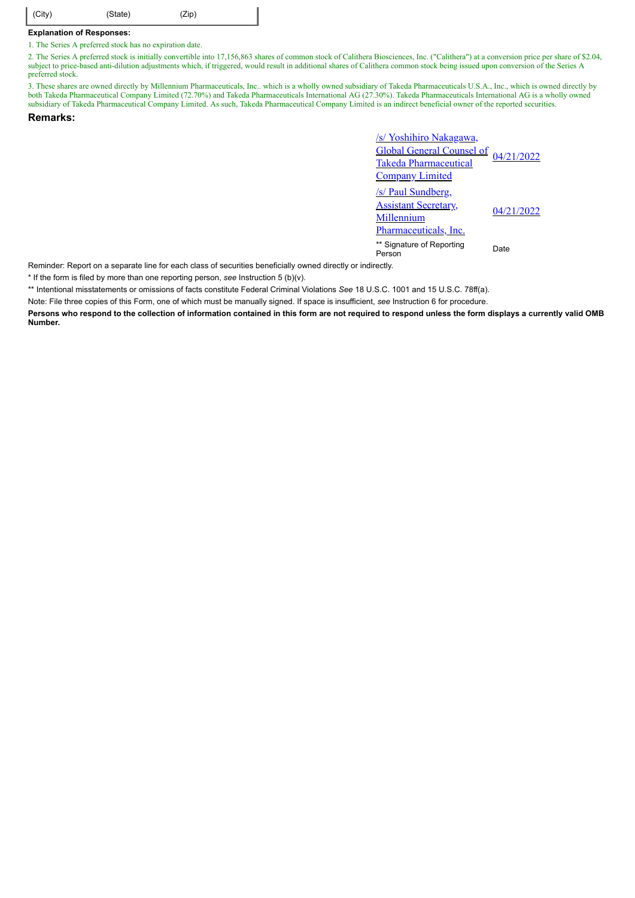| (City) | (State) | (Zip) |
|---|---|---|

**Explanation of Responses:**

1. The Series A preferred stock has no expiration date.

2. The Series A preferred stock is initially convertible into 17,156,863 shares of common stock of Calithera Biosciences, Inc. ("Calithera") at a conversion price per share of $2.04, subject to price-based anti-dilution adjustments which, if triggered, would result in additional shares of Calithera common stock being issued upon conversion of the Series A preferred stock.

3. These shares are owned directly by Millennium Pharmaceuticals, Inc.. which is a wholly owned subsidiary of Takeda Pharmaceuticals U.S.A., Inc., which is owned directly by both Takeda Pharmaceutical Company Limited (72.70%) and Takeda Pharmaceuticals International AG (27.30%). Takeda Pharmaceuticals International AG is a wholly owned subsidiary of Takeda Pharmaceutical Company Limited. As such, Takeda Pharmaceutical Company Limited is an indirect beneficial owner of the reported securities.

## Remarks:

| | |
|---|---|
| /s/ Yoshihiro Nakagawa, Global General Counsel of Takeda Pharmaceutical Company Limited | 04/21/2022 |
| /s/ Paul Sundberg, Assistant Secretary, Millennium Pharmaceuticals, Inc. | 04/21/2022 |
| ** Signature of Reporting Person | Date |

Reminder: Report on a separate line for each class of securities beneficially owned directly or indirectly.

* If the form is filed by more than one reporting person, *see* Instruction 5 (b)(v).

** Intentional misstatements or omissions of facts constitute Federal Criminal Violations *See* 18 U.S.C. 1001 and 15 U.S.C. 78ff(a).

Note: File three copies of this Form, one of which must be manually signed. If space is insufficient, *see* Instruction 6 for procedure.

**Persons who respond to the collection of information contained in this form are not required to respond unless the form displays a currently valid OMB Number.**